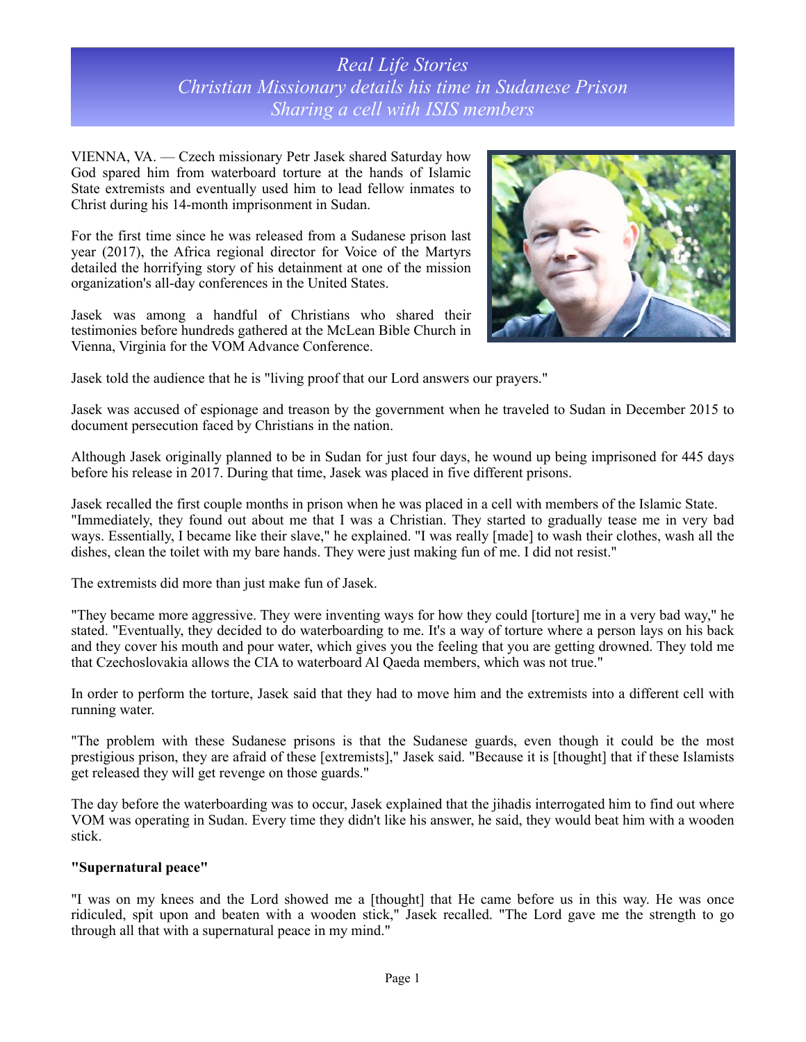# *Real Life Stories*
## *Christian Missionary details his time in Sudanese Prison*
## *Sharing a cell with ISIS members*

VIENNA, VA. — Czech missionary Petr Jasek shared Saturday how God spared him from waterboard torture at the hands of Islamic State extremists and eventually used him to lead fellow inmates to Christ during his 14-month imprisonment in Sudan.

For the first time since he was released from a Sudanese prison last year (2017), the Africa regional director for Voice of the Martyrs detailed the horrifying story of his detainment at one of the mission organization's all-day conferences in the United States.

Jasek was among a handful of Christians who shared their testimonies before hundreds gathered at the McLean Bible Church in Vienna, Virginia for the VOM Advance Conference.

Jasek told the audience that he is "living proof that our Lord answers our prayers."

Jasek was accused of espionage and treason by the government when he traveled to Sudan in December 2015 to document persecution faced by Christians in the nation.

Although Jasek originally planned to be in Sudan for just four days, he wound up being imprisoned for 445 days before his release in 2017. During that time, Jasek was placed in five different prisons.

Jasek recalled the first couple months in prison when he was placed in a cell with members of the Islamic State. "Immediately, they found out about me that I was a Christian. They started to gradually tease me in very bad ways. Essentially, I became like their slave," he explained. "I was really [made] to wash their clothes, wash all the dishes, clean the toilet with my bare hands. They were just making fun of me. I did not resist."

The extremists did more than just make fun of Jasek.

"They became more aggressive. They were inventing ways for how they could [torture] me in a very bad way," he stated. "Eventually, they decided to do waterboarding to me. It's a way of torture where a person lays on his back and they cover his mouth and pour water, which gives you the feeling that you are getting drowned. They told me that Czechoslovakia allows the CIA to waterboard Al Qaeda members, which was not true."

In order to perform the torture, Jasek said that they had to move him and the extremists into a different cell with running water.

"The problem with these Sudanese prisons is that the Sudanese guards, even though it could be the most prestigious prison, they are afraid of these [extremists]," Jasek said. "Because it is [thought] that if these Islamists get released they will get revenge on those guards."

The day before the waterboarding was to occur, Jasek explained that the jihadis interrogated him to find out where VOM was operating in Sudan. Every time they didn't like his answer, he said, they would beat him with a wooden stick.

**"Supernatural peace"**

"I was on my knees and the Lord showed me a [thought] that He came before us in this way. He was once ridiculed, spit upon and beaten with a wooden stick," Jasek recalled. "The Lord gave me the strength to go through all that with a supernatural peace in my mind."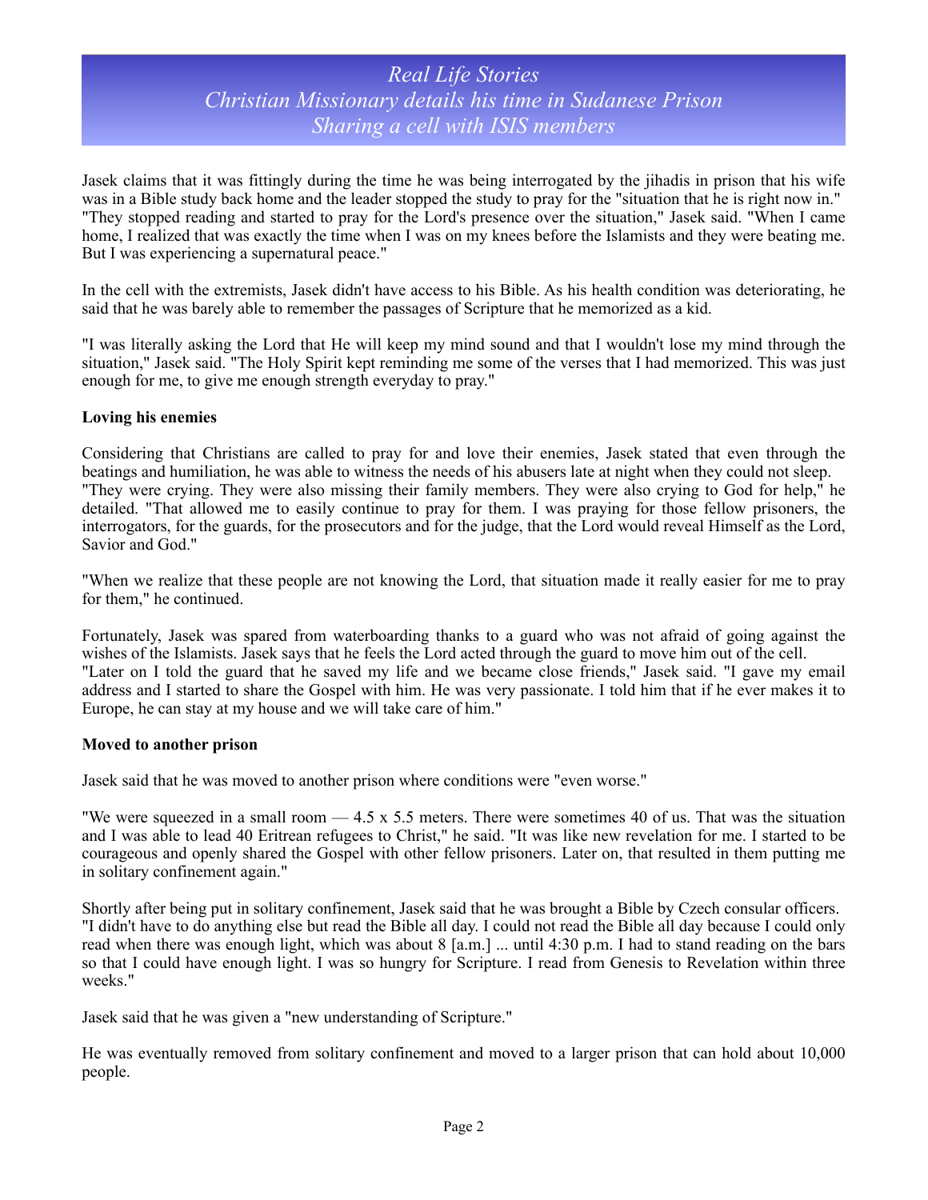# Real Life Stories
## Christian Missionary details his time in Sudanese Prison
## Sharing a cell with ISIS members

Jasek claims that it was fittingly during the time he was being interrogated by the jihadis in prison that his wife was in a Bible study back home and the leader stopped the study to pray for the "situation that he is right now in." "They stopped reading and started to pray for the Lord's presence over the situation," Jasek said. "When I came home, I realized that was exactly the time when I was on my knees before the Islamists and they were beating me. But I was experiencing a supernatural peace."

In the cell with the extremists, Jasek didn't have access to his Bible. As his health condition was deteriorating, he said that he was barely able to remember the passages of Scripture that he memorized as a kid.

"I was literally asking the Lord that He will keep my mind sound and that I wouldn't lose my mind through the situation," Jasek said. "The Holy Spirit kept reminding me some of the verses that I had memorized. This was just enough for me, to give me enough strength everyday to pray."

**Loving his enemies**

Considering that Christians are called to pray for and love their enemies, Jasek stated that even through the beatings and humiliation, he was able to witness the needs of his abusers late at night when they could not sleep. "They were crying. They were also missing their family members. They were also crying to God for help," he detailed. "That allowed me to easily continue to pray for them. I was praying for those fellow prisoners, the interrogators, for the guards, for the prosecutors and for the judge, that the Lord would reveal Himself as the Lord, Savior and God."

"When we realize that these people are not knowing the Lord, that situation made it really easier for me to pray for them," he continued.

Fortunately, Jasek was spared from waterboarding thanks to a guard who was not afraid of going against the wishes of the Islamists. Jasek says that he feels the Lord acted through the guard to move him out of the cell. "Later on I told the guard that he saved my life and we became close friends," Jasek said. "I gave my email address and I started to share the Gospel with him. He was very passionate. I told him that if he ever makes it to Europe, he can stay at my house and we will take care of him."

**Moved to another prison**

Jasek said that he was moved to another prison where conditions were "even worse."

"We were squeezed in a small room — 4.5 x 5.5 meters. There were sometimes 40 of us. That was the situation and I was able to lead 40 Eritrean refugees to Christ," he said. "It was like new revelation for me. I started to be courageous and openly shared the Gospel with other fellow prisoners. Later on, that resulted in them putting me in solitary confinement again."

Shortly after being put in solitary confinement, Jasek said that he was brought a Bible by Czech consular officers. "I didn't have to do anything else but read the Bible all day. I could not read the Bible all day because I could only read when there was enough light, which was about 8 [a.m.] ... until 4:30 p.m. I had to stand reading on the bars so that I could have enough light. I was so hungry for Scripture. I read from Genesis to Revelation within three weeks."

Jasek said that he was given a "new understanding of Scripture."

He was eventually removed from solitary confinement and moved to a larger prison that can hold about 10,000 people.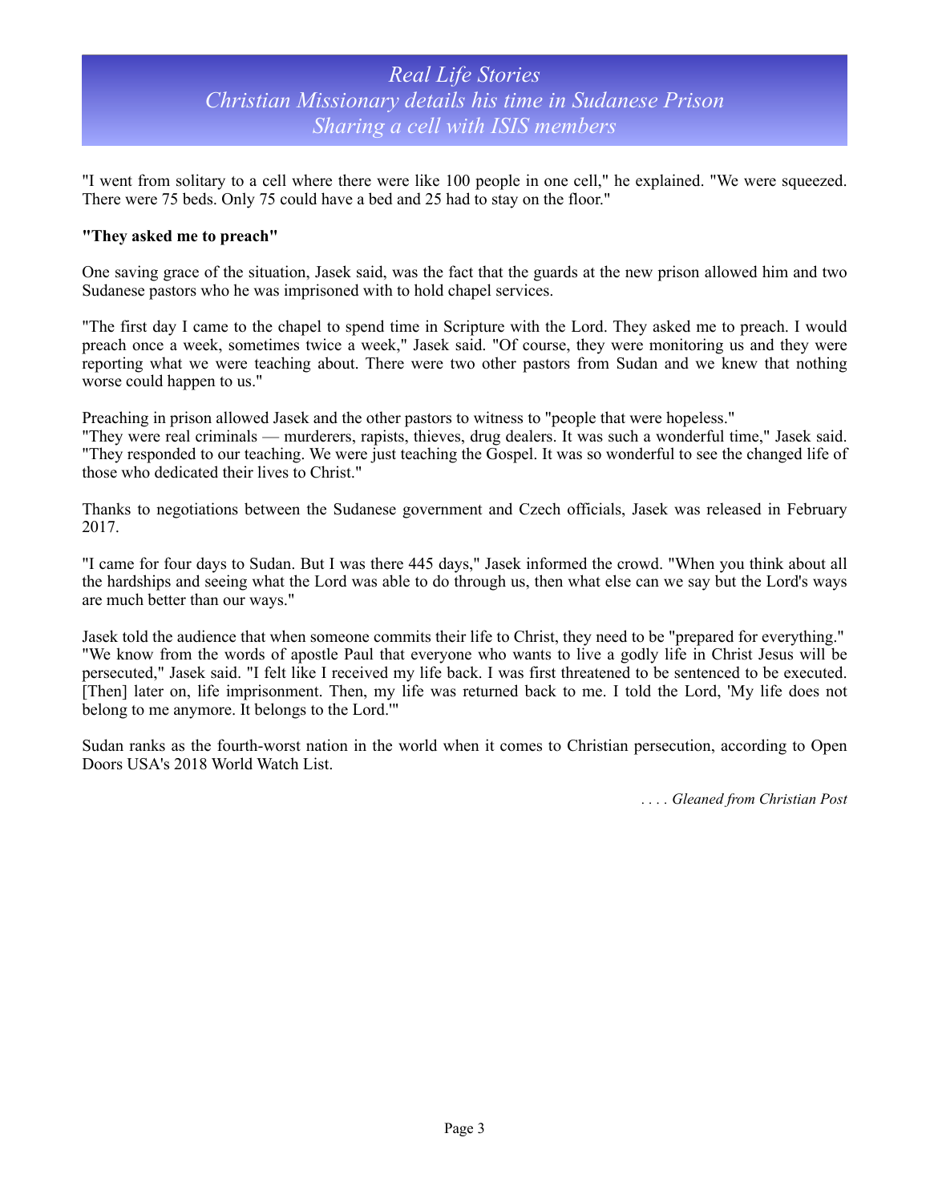*Real Life Stories*
*Christian Missionary details his time in Sudanese Prison*
*Sharing a cell with ISIS members*

"I went from solitary to a cell where there were like 100 people in one cell," he explained. "We were squeezed. There were 75 beds. Only 75 could have a bed and 25 had to stay on the floor."

**"They asked me to preach"**

One saving grace of the situation, Jasek said, was the fact that the guards at the new prison allowed him and two Sudanese pastors who he was imprisoned with to hold chapel services.

"The first day I came to the chapel to spend time in Scripture with the Lord. They asked me to preach. I would preach once a week, sometimes twice a week," Jasek said. "Of course, they were monitoring us and they were reporting what we were teaching about. There were two other pastors from Sudan and we knew that nothing worse could happen to us."

Preaching in prison allowed Jasek and the other pastors to witness to "people that were hopeless."
"They were real criminals — murderers, rapists, thieves, drug dealers. It was such a wonderful time," Jasek said. "They responded to our teaching. We were just teaching the Gospel. It was so wonderful to see the changed life of those who dedicated their lives to Christ."

Thanks to negotiations between the Sudanese government and Czech officials, Jasek was released in February 2017.

"I came for four days to Sudan. But I was there 445 days," Jasek informed the crowd. "When you think about all the hardships and seeing what the Lord was able to do through us, then what else can we say but the Lord's ways are much better than our ways."

Jasek told the audience that when someone commits their life to Christ, they need to be "prepared for everything."
"We know from the words of apostle Paul that everyone who wants to live a godly life in Christ Jesus will be persecuted," Jasek said. "I felt like I received my life back. I was first threatened to be sentenced to be executed. [Then] later on, life imprisonment. Then, my life was returned back to me. I told the Lord, 'My life does not belong to me anymore. It belongs to the Lord.'"

Sudan ranks as the fourth-worst nation in the world when it comes to Christian persecution, according to Open Doors USA's 2018 World Watch List.

. . . . *Gleaned from Christian Post*